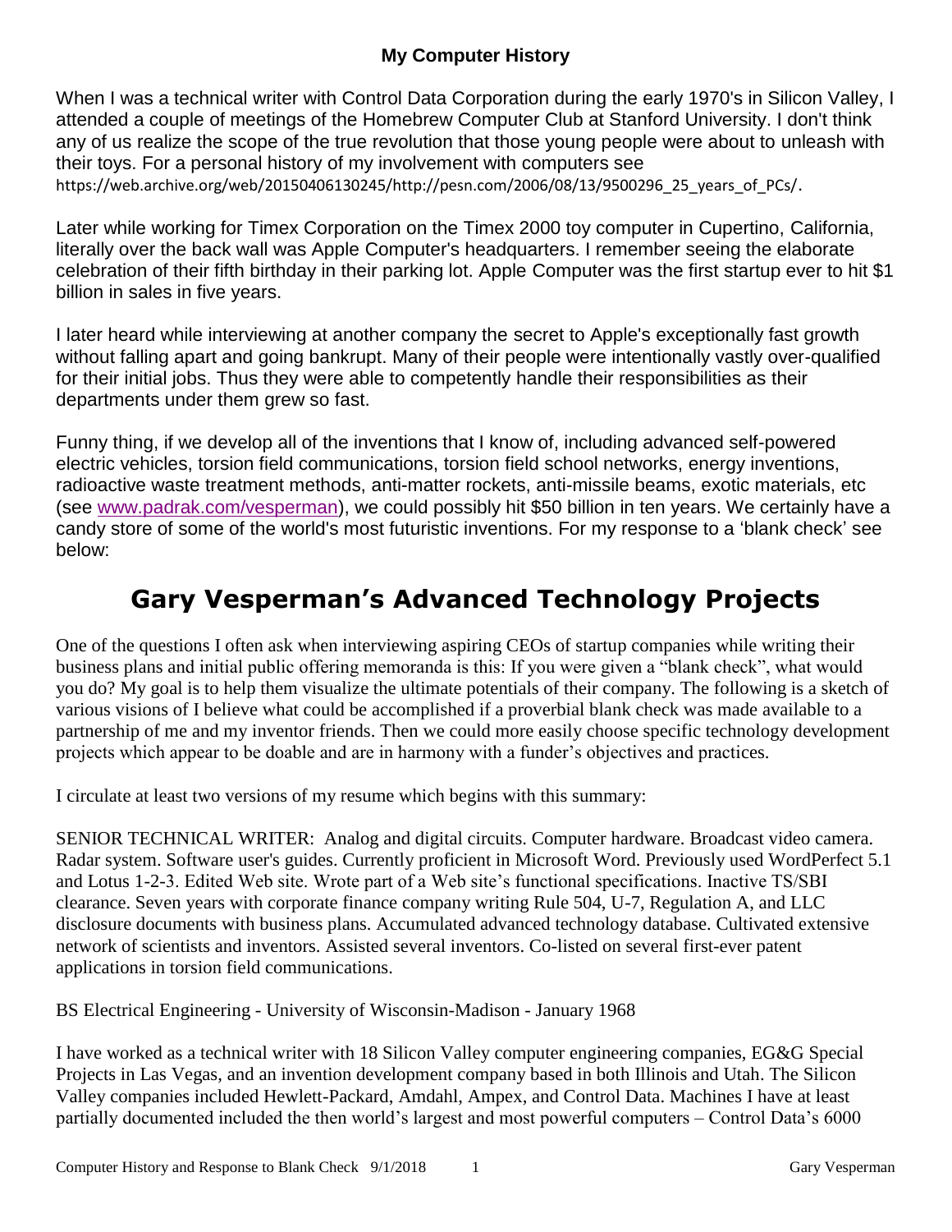## My Computer History

When I was a technical writer with Control Data Corporation during the early 1970's in Silicon Valley, I attended a couple of meetings of the Homebrew Computer Club at Stanford University. I don't think any of us realize the scope of the true revolution that those young people were about to unleash with their toys. For a personal history of my involvement with computers see https://web.archive.org/web/20150406130245/http://pesn.com/2006/08/13/9500296_25_years_of_PCs/.

Later while working for Timex Corporation on the Timex 2000 toy computer in Cupertino, California, literally over the back wall was Apple Computer's headquarters. I remember seeing the elaborate celebration of their fifth birthday in their parking lot. Apple Computer was the first startup ever to hit $1 billion in sales in five years.

I later heard while interviewing at another company the secret to Apple's exceptionally fast growth without falling apart and going bankrupt. Many of their people were intentionally vastly over-qualified for their initial jobs. Thus they were able to competently handle their responsibilities as their departments under them grew so fast.

Funny thing, if we develop all of the inventions that I know of, including advanced self-powered electric vehicles, torsion field communications, torsion field school networks, energy inventions, radioactive waste treatment methods, anti-matter rockets, anti-missile beams, exotic materials, etc (see [www.padrak.com/vesperman](www.padrak.com/vesperman)), we could possibly hit $50 billion in ten years. We certainly have a candy store of some of the world's most futuristic inventions. For my response to a 'blank check' see below:

# Gary Vesperman's Advanced Technology Projects

One of the questions I often ask when interviewing aspiring CEOs of startup companies while writing their business plans and initial public offering memoranda is this: If you were given a "blank check", what would you do? My goal is to help them visualize the ultimate potentials of their company. The following is a sketch of various visions of I believe what could be accomplished if a proverbial blank check was made available to a partnership of me and my inventor friends. Then we could more easily choose specific technology development projects which appear to be doable and are in harmony with a funder's objectives and practices.

I circulate at least two versions of my resume which begins with this summary:

SENIOR TECHNICAL WRITER: Analog and digital circuits. Computer hardware. Broadcast video camera. Radar system. Software user's guides. Currently proficient in Microsoft Word. Previously used WordPerfect 5.1 and Lotus 1-2-3. Edited Web site. Wrote part of a Web site's functional specifications. Inactive TS/SBI clearance. Seven years with corporate finance company writing Rule 504, U-7, Regulation A, and LLC disclosure documents with business plans. Accumulated advanced technology database. Cultivated extensive network of scientists and inventors. Assisted several inventors. Co-listed on several first-ever patent applications in torsion field communications.

BS Electrical Engineering - University of Wisconsin-Madison - January 1968

I have worked as a technical writer with 18 Silicon Valley computer engineering companies, EG&G Special Projects in Las Vegas, and an invention development company based in both Illinois and Utah. The Silicon Valley companies included Hewlett-Packard, Amdahl, Ampex, and Control Data. Machines I have at least partially documented included the then world's largest and most powerful computers – Control Data's 6000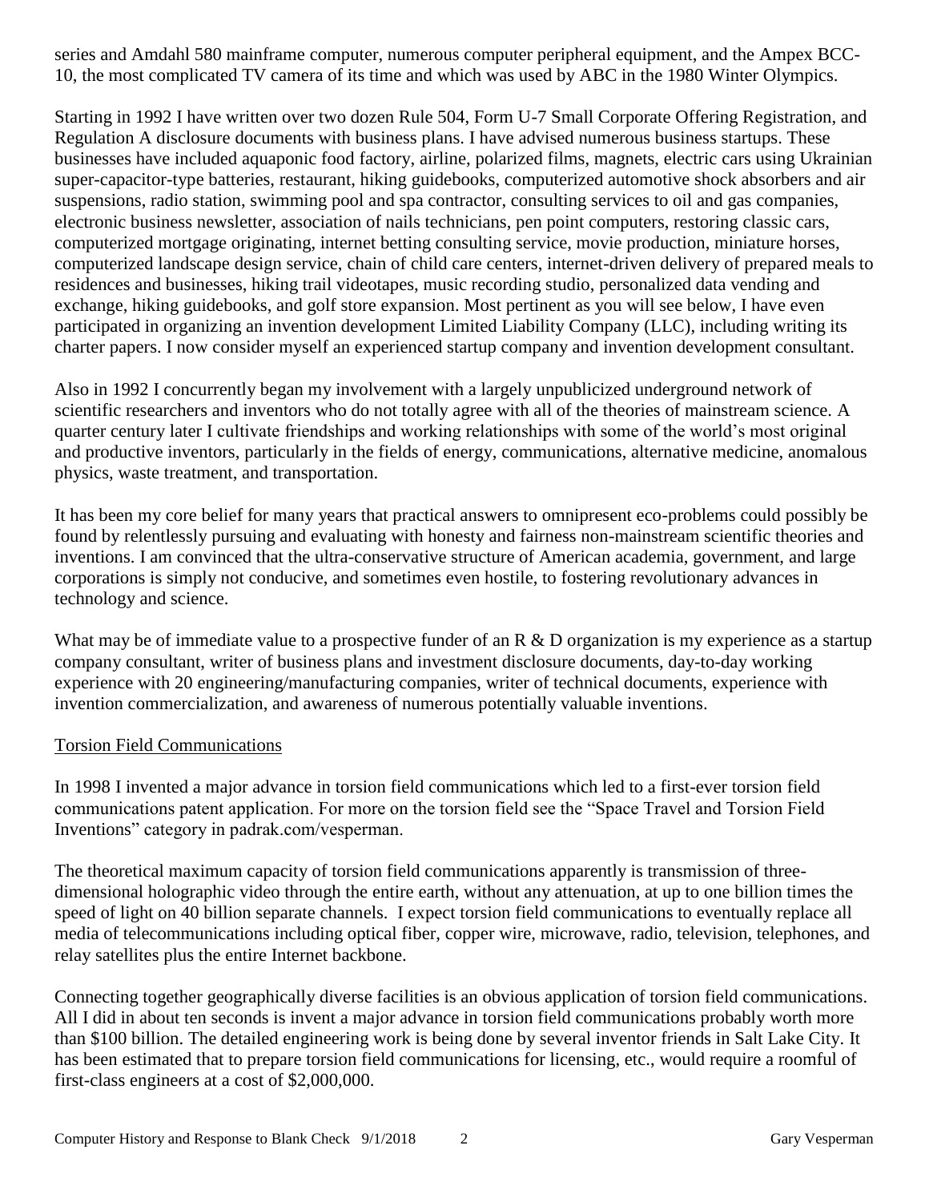series and Amdahl 580 mainframe computer, numerous computer peripheral equipment, and the Ampex BCC-10, the most complicated TV camera of its time and which was used by ABC in the 1980 Winter Olympics.

Starting in 1992 I have written over two dozen Rule 504, Form U-7 Small Corporate Offering Registration, and Regulation A disclosure documents with business plans. I have advised numerous business startups. These businesses have included aquaponic food factory, airline, polarized films, magnets, electric cars using Ukrainian super-capacitor-type batteries, restaurant, hiking guidebooks, computerized automotive shock absorbers and air suspensions, radio station, swimming pool and spa contractor, consulting services to oil and gas companies, electronic business newsletter, association of nails technicians, pen point computers, restoring classic cars, computerized mortgage originating, internet betting consulting service, movie production, miniature horses, computerized landscape design service, chain of child care centers, internet-driven delivery of prepared meals to residences and businesses, hiking trail videotapes, music recording studio, personalized data vending and exchange, hiking guidebooks, and golf store expansion. Most pertinent as you will see below, I have even participated in organizing an invention development Limited Liability Company (LLC), including writing its charter papers. I now consider myself an experienced startup company and invention development consultant.

Also in 1992 I concurrently began my involvement with a largely unpublicized underground network of scientific researchers and inventors who do not totally agree with all of the theories of mainstream science. A quarter century later I cultivate friendships and working relationships with some of the world's most original and productive inventors, particularly in the fields of energy, communications, alternative medicine, anomalous physics, waste treatment, and transportation.

It has been my core belief for many years that practical answers to omnipresent eco-problems could possibly be found by relentlessly pursuing and evaluating with honesty and fairness non-mainstream scientific theories and inventions. I am convinced that the ultra-conservative structure of American academia, government, and large corporations is simply not conducive, and sometimes even hostile, to fostering revolutionary advances in technology and science.

What may be of immediate value to a prospective funder of an R & D organization is my experience as a startup company consultant, writer of business plans and investment disclosure documents, day-to-day working experience with 20 engineering/manufacturing companies, writer of technical documents, experience with invention commercialization, and awareness of numerous potentially valuable inventions.

## Torsion Field Communications

In 1998 I invented a major advance in torsion field communications which led to a first-ever torsion field communications patent application. For more on the torsion field see the "Space Travel and Torsion Field Inventions" category in padrak.com/vesperman.

The theoretical maximum capacity of torsion field communications apparently is transmission of three-dimensional holographic video through the entire earth, without any attenuation, at up to one billion times the speed of light on 40 billion separate channels. I expect torsion field communications to eventually replace all media of telecommunications including optical fiber, copper wire, microwave, radio, television, telephones, and relay satellites plus the entire Internet backbone.

Connecting together geographically diverse facilities is an obvious application of torsion field communications. All I did in about ten seconds is invent a major advance in torsion field communications probably worth more than $100 billion. The detailed engineering work is being done by several inventor friends in Salt Lake City. It has been estimated that to prepare torsion field communications for licensing, etc., would require a roomful of first-class engineers at a cost of $2,000,000.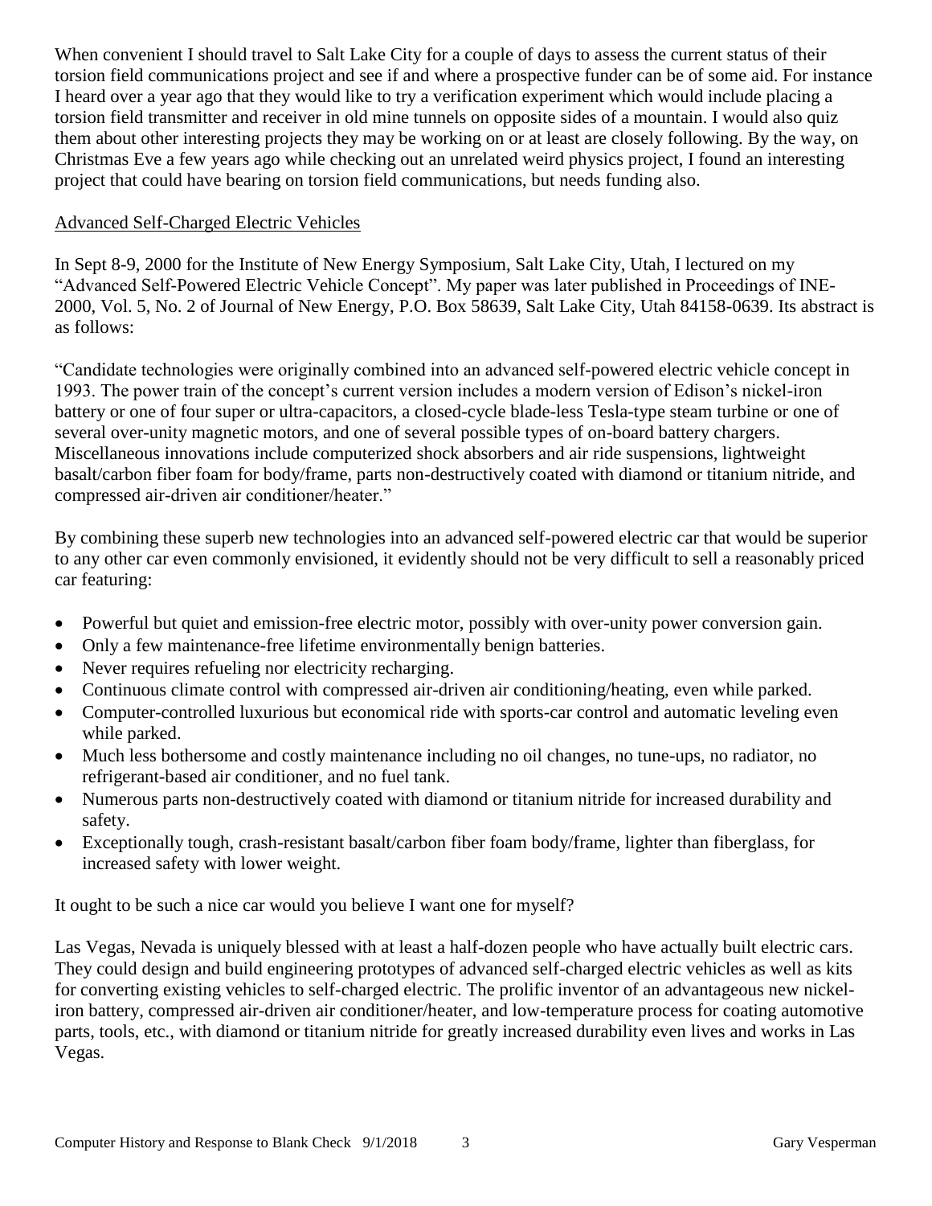When convenient I should travel to Salt Lake City for a couple of days to assess the current status of their torsion field communications project and see if and where a prospective funder can be of some aid. For instance I heard over a year ago that they would like to try a verification experiment which would include placing a torsion field transmitter and receiver in old mine tunnels on opposite sides of a mountain. I would also quiz them about other interesting projects they may be working on or at least are closely following. By the way, on Christmas Eve a few years ago while checking out an unrelated weird physics project, I found an interesting project that could have bearing on torsion field communications, but needs funding also.

## Advanced Self-Charged Electric Vehicles

In Sept 8-9, 2000 for the Institute of New Energy Symposium, Salt Lake City, Utah, I lectured on my "Advanced Self-Powered Electric Vehicle Concept". My paper was later published in Proceedings of INE-2000, Vol. 5, No. 2 of Journal of New Energy, P.O. Box 58639, Salt Lake City, Utah 84158-0639. Its abstract is as follows:

"Candidate technologies were originally combined into an advanced self-powered electric vehicle concept in 1993. The power train of the concept's current version includes a modern version of Edison's nickel-iron battery or one of four super or ultra-capacitors, a closed-cycle blade-less Tesla-type steam turbine or one of several over-unity magnetic motors, and one of several possible types of on-board battery chargers. Miscellaneous innovations include computerized shock absorbers and air ride suspensions, lightweight basalt/carbon fiber foam for body/frame, parts non-destructively coated with diamond or titanium nitride, and compressed air-driven air conditioner/heater."

By combining these superb new technologies into an advanced self-powered electric car that would be superior to any other car even commonly envisioned, it evidently should not be very difficult to sell a reasonably priced car featuring:

- Powerful but quiet and emission-free electric motor, possibly with over-unity power conversion gain.
- Only a few maintenance-free lifetime environmentally benign batteries.
- Never requires refueling nor electricity recharging.
- Continuous climate control with compressed air-driven air conditioning/heating, even while parked.
- Computer-controlled luxurious but economical ride with sports-car control and automatic leveling even while parked.
- Much less bothersome and costly maintenance including no oil changes, no tune-ups, no radiator, no refrigerant-based air conditioner, and no fuel tank.
- Numerous parts non-destructively coated with diamond or titanium nitride for increased durability and safety.
- Exceptionally tough, crash-resistant basalt/carbon fiber foam body/frame, lighter than fiberglass, for increased safety with lower weight.

It ought to be such a nice car would you believe I want one for myself?

Las Vegas, Nevada is uniquely blessed with at least a half-dozen people who have actually built electric cars. They could design and build engineering prototypes of advanced self-charged electric vehicles as well as kits for converting existing vehicles to self-charged electric. The prolific inventor of an advantageous new nickel-iron battery, compressed air-driven air conditioner/heater, and low-temperature process for coating automotive parts, tools, etc., with diamond or titanium nitride for greatly increased durability even lives and works in Las Vegas.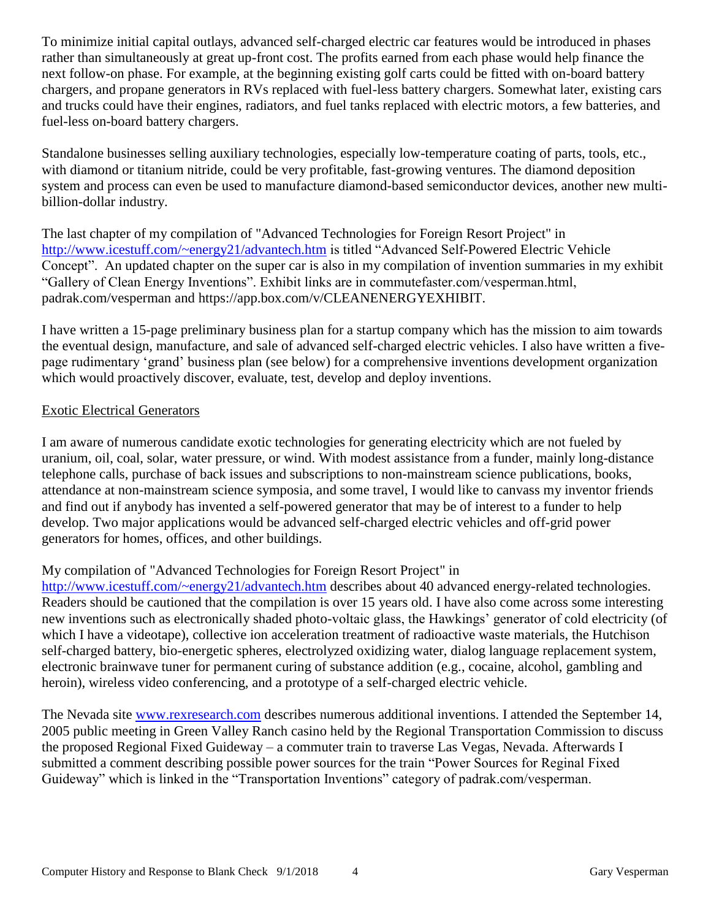To minimize initial capital outlays, advanced self-charged electric car features would be introduced in phases rather than simultaneously at great up-front cost. The profits earned from each phase would help finance the next follow-on phase. For example, at the beginning existing golf carts could be fitted with on-board battery chargers, and propane generators in RVs replaced with fuel-less battery chargers. Somewhat later, existing cars and trucks could have their engines, radiators, and fuel tanks replaced with electric motors, a few batteries, and fuel-less on-board battery chargers.

Standalone businesses selling auxiliary technologies, especially low-temperature coating of parts, tools, etc., with diamond or titanium nitride, could be very profitable, fast-growing ventures. The diamond deposition system and process can even be used to manufacture diamond-based semiconductor devices, another new multi-billion-dollar industry.

The last chapter of my compilation of "Advanced Technologies for Foreign Resort Project" in [http://www.icestuff.com/~energy21/advantech.htm](http://www.icestuff.com/~energy21/advantech.htm) is titled "Advanced Self-Powered Electric Vehicle Concept". An updated chapter on the super car is also in my compilation of invention summaries in my exhibit "Gallery of Clean Energy Inventions". Exhibit links are in commutefaster.com/vesperman.html, padrak.com/vesperman and https://app.box.com/v/CLEANENERGYEXHIBIT.

I have written a 15-page preliminary business plan for a startup company which has the mission to aim towards the eventual design, manufacture, and sale of advanced self-charged electric vehicles. I also have written a five-page rudimentary 'grand' business plan (see below) for a comprehensive inventions development organization which would proactively discover, evaluate, test, develop and deploy inventions.

## Exotic Electrical Generators

I am aware of numerous candidate exotic technologies for generating electricity which are not fueled by uranium, oil, coal, solar, water pressure, or wind. With modest assistance from a funder, mainly long-distance telephone calls, purchase of back issues and subscriptions to non-mainstream science publications, books, attendance at non-mainstream science symposia, and some travel, I would like to canvass my inventor friends and find out if anybody has invented a self-powered generator that may be of interest to a funder to help develop. Two major applications would be advanced self-charged electric vehicles and off-grid power generators for homes, offices, and other buildings.

My compilation of "Advanced Technologies for Foreign Resort Project" in [http://www.icestuff.com/~energy21/advantech.htm](http://www.icestuff.com/~energy21/advantech.htm) describes about 40 advanced energy-related technologies. Readers should be cautioned that the compilation is over 15 years old. I have also come across some interesting new inventions such as electronically shaded photo-voltaic glass, the Hawkings' generator of cold electricity (of which I have a videotape), collective ion acceleration treatment of radioactive waste materials, the Hutchison self-charged battery, bio-energetic spheres, electrolyzed oxidizing water, dialog language replacement system, electronic brainwave tuner for permanent curing of substance addition (e.g., cocaine, alcohol, gambling and heroin), wireless video conferencing, and a prototype of a self-charged electric vehicle.

The Nevada site [www.rexresearch.com](http://www.rexresearch.com) describes numerous additional inventions. I attended the September 14, 2005 public meeting in Green Valley Ranch casino held by the Regional Transportation Commission to discuss the proposed Regional Fixed Guideway – a commuter train to traverse Las Vegas, Nevada. Afterwards I submitted a comment describing possible power sources for the train "Power Sources for Reginal Fixed Guideway" which is linked in the "Transportation Inventions" category of padrak.com/vesperman.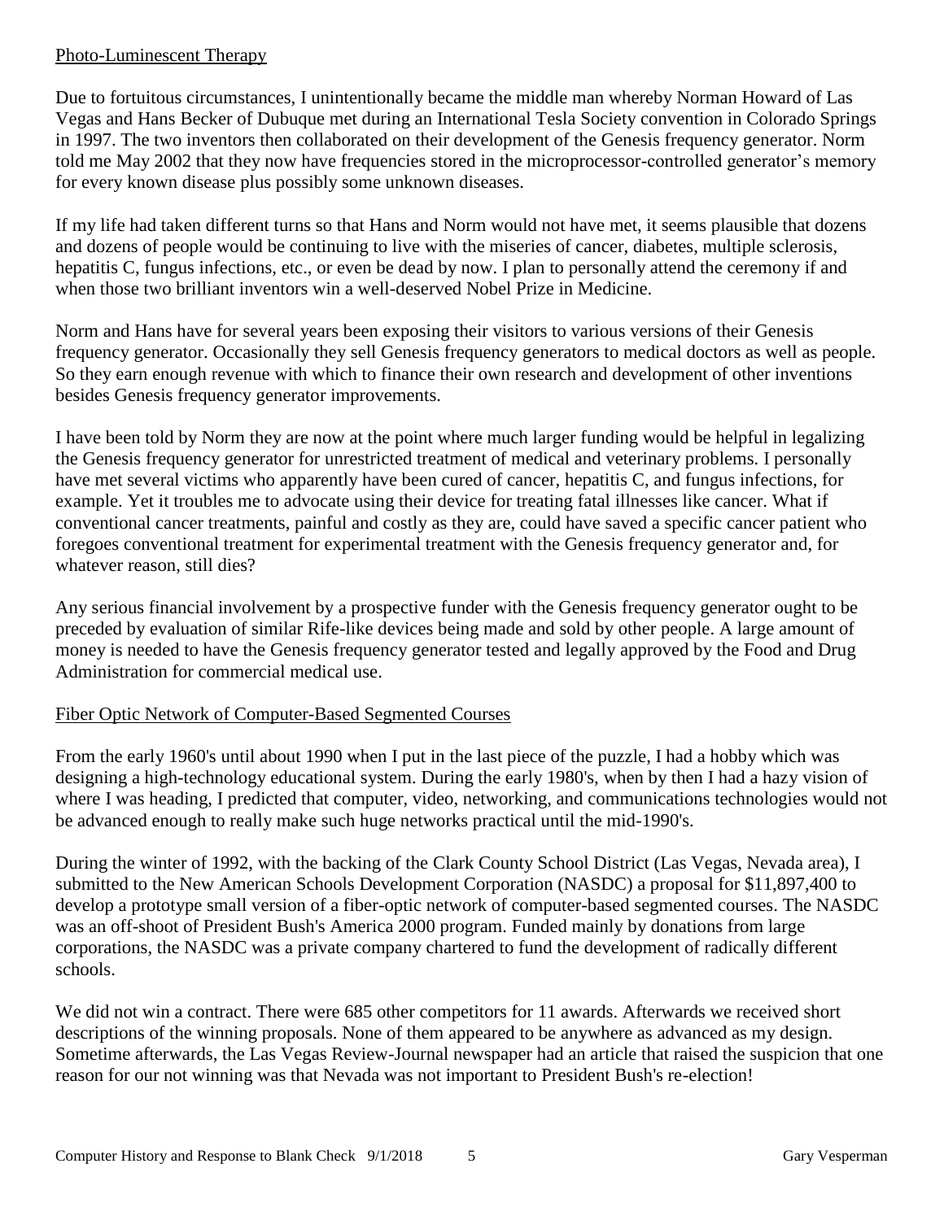Photo-Luminescent Therapy

Due to fortuitous circumstances, I unintentionally became the middle man whereby Norman Howard of Las Vegas and Hans Becker of Dubuque met during an International Tesla Society convention in Colorado Springs in 1997. The two inventors then collaborated on their development of the Genesis frequency generator. Norm told me May 2002 that they now have frequencies stored in the microprocessor-controlled generator's memory for every known disease plus possibly some unknown diseases.

If my life had taken different turns so that Hans and Norm would not have met, it seems plausible that dozens and dozens of people would be continuing to live with the miseries of cancer, diabetes, multiple sclerosis, hepatitis C, fungus infections, etc., or even be dead by now. I plan to personally attend the ceremony if and when those two brilliant inventors win a well-deserved Nobel Prize in Medicine.

Norm and Hans have for several years been exposing their visitors to various versions of their Genesis frequency generator. Occasionally they sell Genesis frequency generators to medical doctors as well as people. So they earn enough revenue with which to finance their own research and development of other inventions besides Genesis frequency generator improvements.

I have been told by Norm they are now at the point where much larger funding would be helpful in legalizing the Genesis frequency generator for unrestricted treatment of medical and veterinary problems. I personally have met several victims who apparently have been cured of cancer, hepatitis C, and fungus infections, for example. Yet it troubles me to advocate using their device for treating fatal illnesses like cancer. What if conventional cancer treatments, painful and costly as they are, could have saved a specific cancer patient who foregoes conventional treatment for experimental treatment with the Genesis frequency generator and, for whatever reason, still dies?

Any serious financial involvement by a prospective funder with the Genesis frequency generator ought to be preceded by evaluation of similar Rife-like devices being made and sold by other people. A large amount of money is needed to have the Genesis frequency generator tested and legally approved by the Food and Drug Administration for commercial medical use.

Fiber Optic Network of Computer-Based Segmented Courses

From the early 1960's until about 1990 when I put in the last piece of the puzzle, I had a hobby which was designing a high-technology educational system. During the early 1980's, when by then I had a hazy vision of where I was heading, I predicted that computer, video, networking, and communications technologies would not be advanced enough to really make such huge networks practical until the mid-1990's.

During the winter of 1992, with the backing of the Clark County School District (Las Vegas, Nevada area), I submitted to the New American Schools Development Corporation (NASDC) a proposal for $11,897,400 to develop a prototype small version of a fiber-optic network of computer-based segmented courses. The NASDC was an off-shoot of President Bush's America 2000 program. Funded mainly by donations from large corporations, the NASDC was a private company chartered to fund the development of radically different schools.

We did not win a contract. There were 685 other competitors for 11 awards. Afterwards we received short descriptions of the winning proposals. None of them appeared to be anywhere as advanced as my design. Sometime afterwards, the Las Vegas Review-Journal newspaper had an article that raised the suspicion that one reason for our not winning was that Nevada was not important to President Bush's re-election!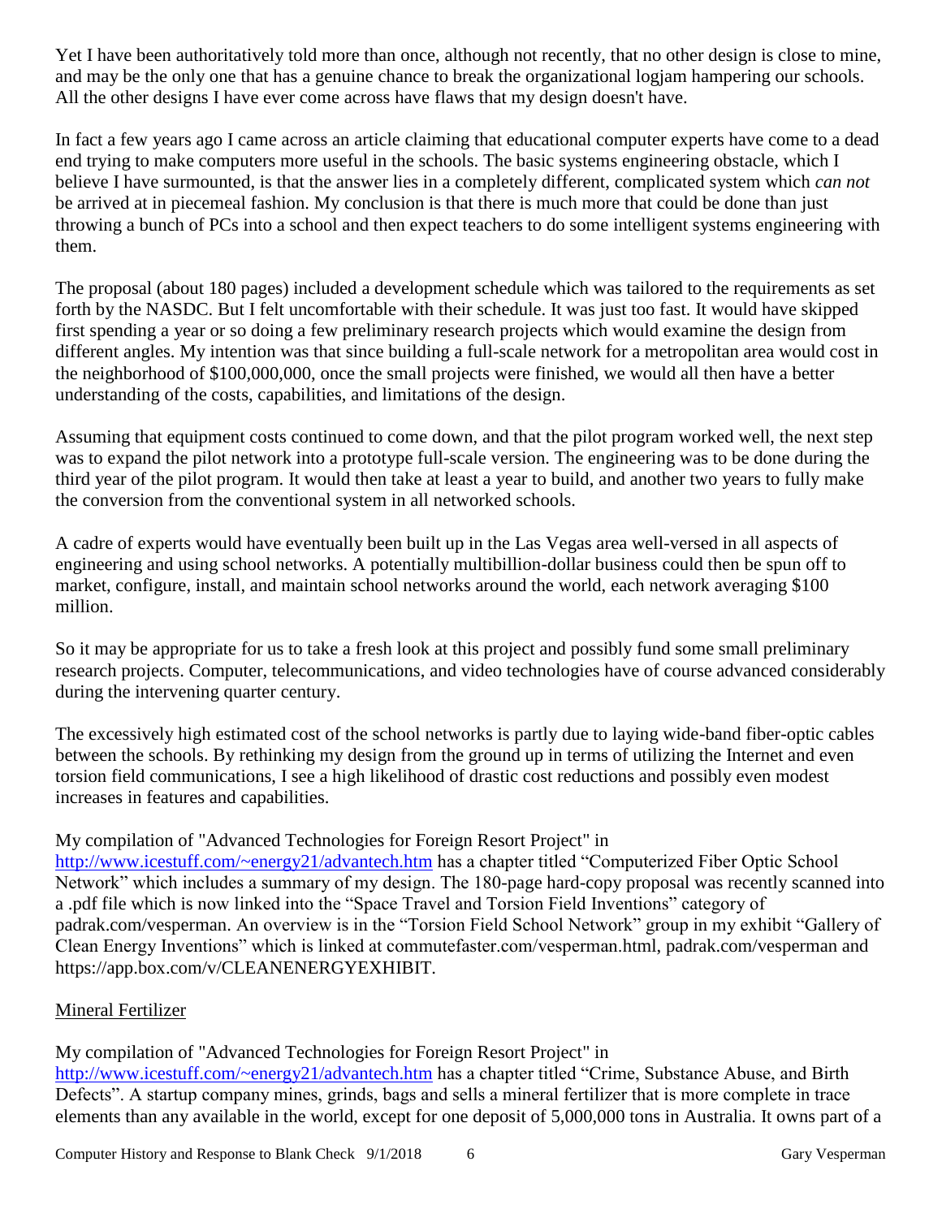Yet I have been authoritatively told more than once, although not recently, that no other design is close to mine, and may be the only one that has a genuine chance to break the organizational logjam hampering our schools. All the other designs I have ever come across have flaws that my design doesn't have.

In fact a few years ago I came across an article claiming that educational computer experts have come to a dead end trying to make computers more useful in the schools. The basic systems engineering obstacle, which I believe I have surmounted, is that the answer lies in a completely different, complicated system which *can not* be arrived at in piecemeal fashion. My conclusion is that there is much more that could be done than just throwing a bunch of PCs into a school and then expect teachers to do some intelligent systems engineering with them.

The proposal (about 180 pages) included a development schedule which was tailored to the requirements as set forth by the NASDC. But I felt uncomfortable with their schedule. It was just too fast. It would have skipped first spending a year or so doing a few preliminary research projects which would examine the design from different angles. My intention was that since building a full-scale network for a metropolitan area would cost in the neighborhood of $100,000,000, once the small projects were finished, we would all then have a better understanding of the costs, capabilities, and limitations of the design.

Assuming that equipment costs continued to come down, and that the pilot program worked well, the next step was to expand the pilot network into a prototype full-scale version. The engineering was to be done during the third year of the pilot program. It would then take at least a year to build, and another two years to fully make the conversion from the conventional system in all networked schools.

A cadre of experts would have eventually been built up in the Las Vegas area well-versed in all aspects of engineering and using school networks. A potentially multibillion-dollar business could then be spun off to market, configure, install, and maintain school networks around the world, each network averaging $100 million.

So it may be appropriate for us to take a fresh look at this project and possibly fund some small preliminary research projects. Computer, telecommunications, and video technologies have of course advanced considerably during the intervening quarter century.

The excessively high estimated cost of the school networks is partly due to laying wide-band fiber-optic cables between the schools. By rethinking my design from the ground up in terms of utilizing the Internet and even torsion field communications, I see a high likelihood of drastic cost reductions and possibly even modest increases in features and capabilities.

My compilation of "Advanced Technologies for Foreign Resort Project" in [http://www.icestuff.com/~energy21/advantech.htm](http://www.icestuff.com/~energy21/advantech.htm) has a chapter titled "Computerized Fiber Optic School Network" which includes a summary of my design. The 180-page hard-copy proposal was recently scanned into a .pdf file which is now linked into the "Space Travel and Torsion Field Inventions" category of padrak.com/vesperman. An overview is in the "Torsion Field School Network" group in my exhibit "Gallery of Clean Energy Inventions" which is linked at commutefaster.com/vesperman.html, padrak.com/vesperman and https://app.box.com/v/CLEANENERGYEXHIBIT.

<u>Mineral Fertilizer</u>

My compilation of "Advanced Technologies for Foreign Resort Project" in [http://www.icestuff.com/~energy21/advantech.htm](http://www.icestuff.com/~energy21/advantech.htm) has a chapter titled "Crime, Substance Abuse, and Birth Defects". A startup company mines, grinds, bags and sells a mineral fertilizer that is more complete in trace elements than any available in the world, except for one deposit of 5,000,000 tons in Australia. It owns part of a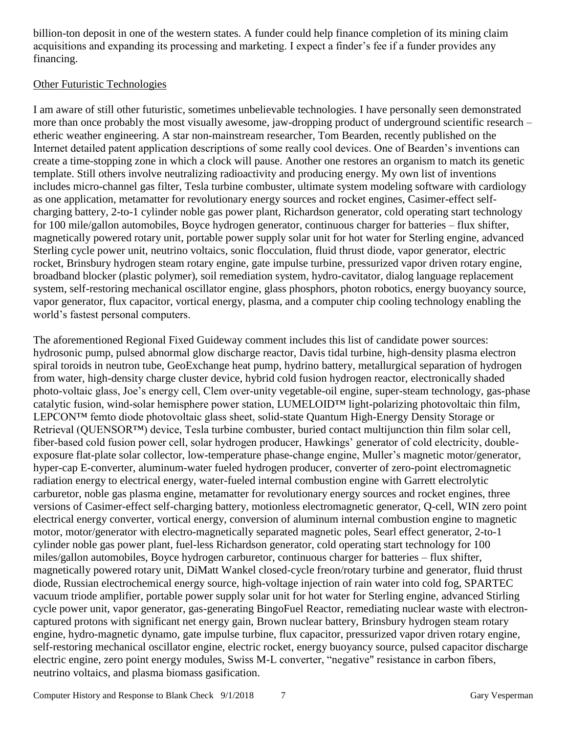billion-ton deposit in one of the western states. A funder could help finance completion of its mining claim acquisitions and expanding its processing and marketing. I expect a finder's fee if a funder provides any financing.

## Other Futuristic Technologies

I am aware of still other futuristic, sometimes unbelievable technologies. I have personally seen demonstrated more than once probably the most visually awesome, jaw-dropping product of underground scientific research – etheric weather engineering. A star non-mainstream researcher, Tom Bearden, recently published on the Internet detailed patent application descriptions of some really cool devices. One of Bearden's inventions can create a time-stopping zone in which a clock will pause. Another one restores an organism to match its genetic template. Still others involve neutralizing radioactivity and producing energy. My own list of inventions includes micro-channel gas filter, Tesla turbine combuster, ultimate system modeling software with cardiology as one application, metamatter for revolutionary energy sources and rocket engines, Casimer-effect self-charging battery, 2-to-1 cylinder noble gas power plant, Richardson generator, cold operating start technology for 100 mile/gallon automobiles, Boyce hydrogen generator, continuous charger for batteries – flux shifter, magnetically powered rotary unit, portable power supply solar unit for hot water for Sterling engine, advanced Sterling cycle power unit, neutrino voltaics, sonic flocculation, fluid thrust diode, vapor generator, electric rocket, Brinsbury hydrogen steam rotary engine, gate impulse turbine, pressurized vapor driven rotary engine, broadband blocker (plastic polymer), soil remediation system, hydro-cavitator, dialog language replacement system, self-restoring mechanical oscillator engine, glass phosphors, photon robotics, energy buoyancy source, vapor generator, flux capacitor, vortical energy, plasma, and a computer chip cooling technology enabling the world's fastest personal computers.

The aforementioned Regional Fixed Guideway comment includes this list of candidate power sources: hydrosonic pump, pulsed abnormal glow discharge reactor, Davis tidal turbine, high-density plasma electron spiral toroids in neutron tube, GeoExchange heat pump, hydrino battery, metallurgical separation of hydrogen from water, high-density charge cluster device, hybrid cold fusion hydrogen reactor, electronically shaded photo-voltaic glass, Joe's energy cell, Clem over-unity vegetable-oil engine, super-steam technology, gas-phase catalytic fusion, wind-solar hemisphere power station, LUMELOID™ light-polarizing photovoltaic thin film, LEPCON™ femto diode photovoltaic glass sheet, solid-state Quantum High-Energy Density Storage or Retrieval (QUENSOR™) device, Tesla turbine combuster, buried contact multijunction thin film solar cell, fiber-based cold fusion power cell, solar hydrogen producer, Hawkings' generator of cold electricity, double-exposure flat-plate solar collector, low-temperature phase-change engine, Muller's magnetic motor/generator, hyper-cap E-converter, aluminum-water fueled hydrogen producer, converter of zero-point electromagnetic radiation energy to electrical energy, water-fueled internal combustion engine with Garrett electrolytic carburetor, noble gas plasma engine, metamatter for revolutionary energy sources and rocket engines, three versions of Casimer-effect self-charging battery, motionless electromagnetic generator, Q-cell, WIN zero point electrical energy converter, vortical energy, conversion of aluminum internal combustion engine to magnetic motor, motor/generator with electro-magnetically separated magnetic poles, Searl effect generator, 2-to-1 cylinder noble gas power plant, fuel-less Richardson generator, cold operating start technology for 100 miles/gallon automobiles, Boyce hydrogen carburetor, continuous charger for batteries – flux shifter, magnetically powered rotary unit, DiMatt Wankel closed-cycle freon/rotary turbine and generator, fluid thrust diode, Russian electrochemical energy source, high-voltage injection of rain water into cold fog, SPARTEC vacuum triode amplifier, portable power supply solar unit for hot water for Sterling engine, advanced Stirling cycle power unit, vapor generator, gas-generating BingoFuel Reactor, remediating nuclear waste with electron-captured protons with significant net energy gain, Brown nuclear battery, Brinsbury hydrogen steam rotary engine, hydro-magnetic dynamo, gate impulse turbine, flux capacitor, pressurized vapor driven rotary engine, self-restoring mechanical oscillator engine, electric rocket, energy buoyancy source, pulsed capacitor discharge electric engine, zero point energy modules, Swiss M-L converter, "negative" resistance in carbon fibers, neutrino voltaics, and plasma biomass gasification.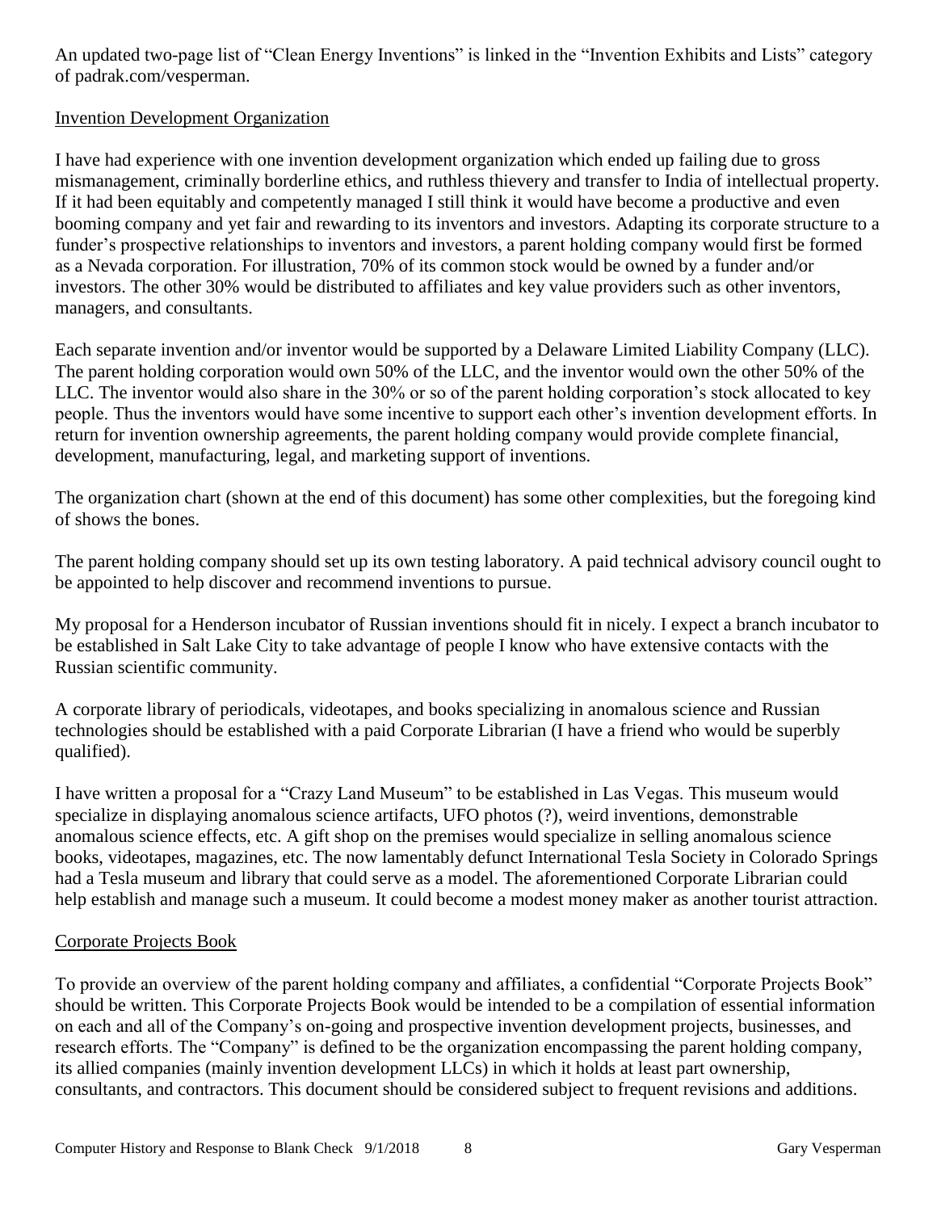An updated two-page list of "Clean Energy Inventions" is linked in the "Invention Exhibits and Lists" category of padrak.com/vesperman.

## Invention Development Organization

I have had experience with one invention development organization which ended up failing due to gross mismanagement, criminally borderline ethics, and ruthless thievery and transfer to India of intellectual property. If it had been equitably and competently managed I still think it would have become a productive and even booming company and yet fair and rewarding to its inventors and investors. Adapting its corporate structure to a funder's prospective relationships to inventors and investors, a parent holding company would first be formed as a Nevada corporation. For illustration, 70% of its common stock would be owned by a funder and/or investors. The other 30% would be distributed to affiliates and key value providers such as other inventors, managers, and consultants.

Each separate invention and/or inventor would be supported by a Delaware Limited Liability Company (LLC). The parent holding corporation would own 50% of the LLC, and the inventor would own the other 50% of the LLC. The inventor would also share in the 30% or so of the parent holding corporation's stock allocated to key people. Thus the inventors would have some incentive to support each other's invention development efforts. In return for invention ownership agreements, the parent holding company would provide complete financial, development, manufacturing, legal, and marketing support of inventions.

The organization chart (shown at the end of this document) has some other complexities, but the foregoing kind of shows the bones.

The parent holding company should set up its own testing laboratory. A paid technical advisory council ought to be appointed to help discover and recommend inventions to pursue.

My proposal for a Henderson incubator of Russian inventions should fit in nicely. I expect a branch incubator to be established in Salt Lake City to take advantage of people I know who have extensive contacts with the Russian scientific community.

A corporate library of periodicals, videotapes, and books specializing in anomalous science and Russian technologies should be established with a paid Corporate Librarian (I have a friend who would be superbly qualified).

I have written a proposal for a "Crazy Land Museum" to be established in Las Vegas. This museum would specialize in displaying anomalous science artifacts, UFO photos (?), weird inventions, demonstrable anomalous science effects, etc. A gift shop on the premises would specialize in selling anomalous science books, videotapes, magazines, etc. The now lamentably defunct International Tesla Society in Colorado Springs had a Tesla museum and library that could serve as a model. The aforementioned Corporate Librarian could help establish and manage such a museum. It could become a modest money maker as another tourist attraction.

## Corporate Projects Book

To provide an overview of the parent holding company and affiliates, a confidential "Corporate Projects Book" should be written. This Corporate Projects Book would be intended to be a compilation of essential information on each and all of the Company's on-going and prospective invention development projects, businesses, and research efforts. The "Company" is defined to be the organization encompassing the parent holding company, its allied companies (mainly invention development LLCs) in which it holds at least part ownership, consultants, and contractors. This document should be considered subject to frequent revisions and additions.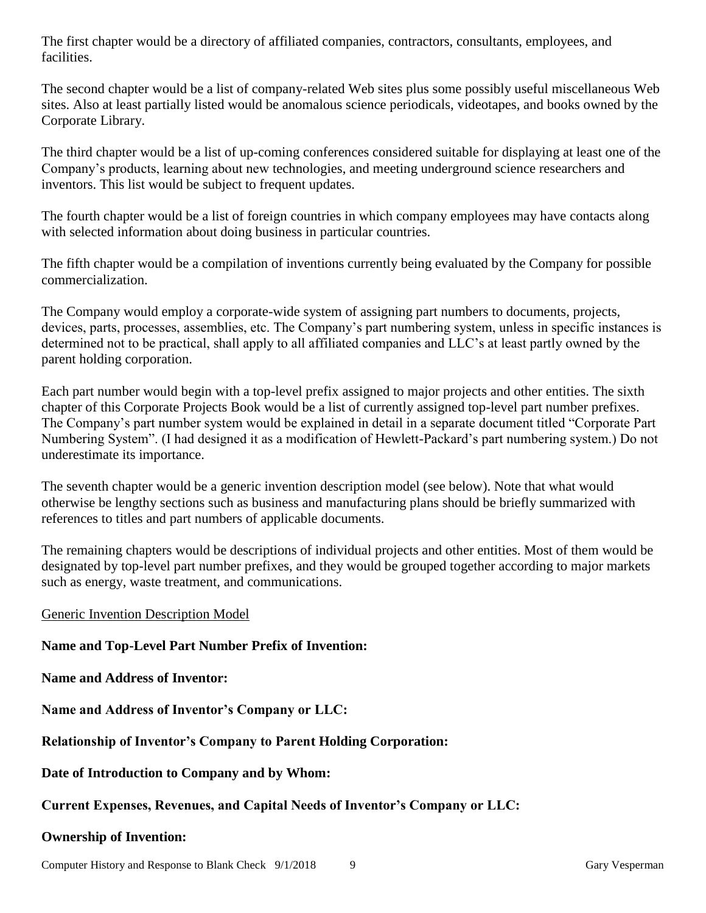The first chapter would be a directory of affiliated companies, contractors, consultants, employees, and facilities.

The second chapter would be a list of company-related Web sites plus some possibly useful miscellaneous Web sites. Also at least partially listed would be anomalous science periodicals, videotapes, and books owned by the Corporate Library.

The third chapter would be a list of up-coming conferences considered suitable for displaying at least one of the Company's products, learning about new technologies, and meeting underground science researchers and inventors. This list would be subject to frequent updates.

The fourth chapter would be a list of foreign countries in which company employees may have contacts along with selected information about doing business in particular countries.

The fifth chapter would be a compilation of inventions currently being evaluated by the Company for possible commercialization.

The Company would employ a corporate-wide system of assigning part numbers to documents, projects, devices, parts, processes, assemblies, etc. The Company's part numbering system, unless in specific instances is determined not to be practical, shall apply to all affiliated companies and LLC's at least partly owned by the parent holding corporation.

Each part number would begin with a top-level prefix assigned to major projects and other entities. The sixth chapter of this Corporate Projects Book would be a list of currently assigned top-level part number prefixes. The Company's part number system would be explained in detail in a separate document titled "Corporate Part Numbering System". (I had designed it as a modification of Hewlett-Packard's part numbering system.) Do not underestimate its importance.

The seventh chapter would be a generic invention description model (see below). Note that what would otherwise be lengthy sections such as business and manufacturing plans should be briefly summarized with references to titles and part numbers of applicable documents.

The remaining chapters would be descriptions of individual projects and other entities. Most of them would be designated by top-level part number prefixes, and they would be grouped together according to major markets such as energy, waste treatment, and communications.

<u>Generic Invention Description Model</u>

**Name and Top-Level Part Number Prefix of Invention:**

**Name and Address of Inventor:**

**Name and Address of Inventor's Company or LLC:**

**Relationship of Inventor's Company to Parent Holding Corporation:**

**Date of Introduction to Company and by Whom:**

**Current Expenses, Revenues, and Capital Needs of Inventor's Company or LLC:**

**Ownership of Invention:**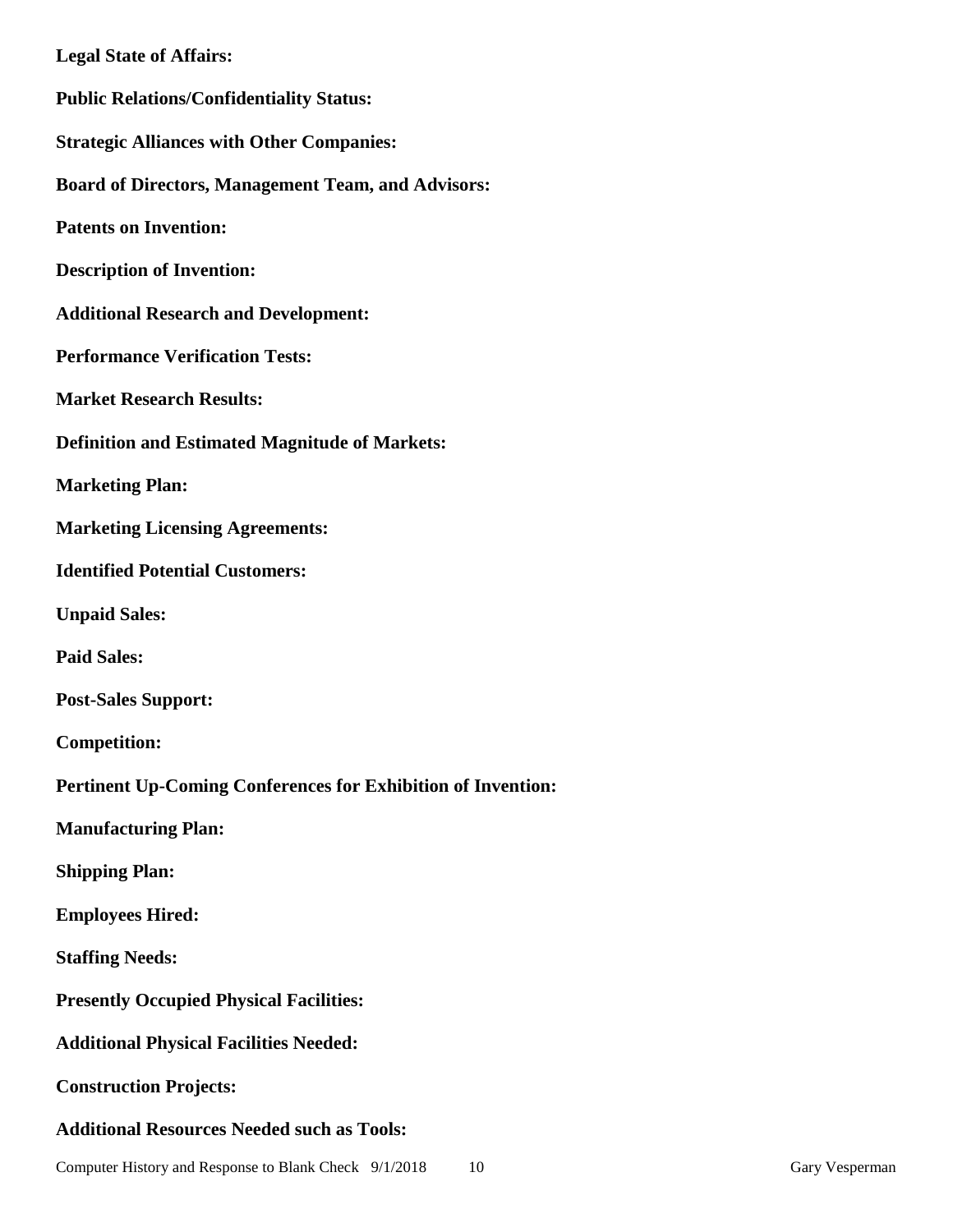**Legal State of Affairs:**

**Public Relations/Confidentiality Status:**

**Strategic Alliances with Other Companies:**

**Board of Directors, Management Team, and Advisors:**

**Patents on Invention:**

**Description of Invention:**

**Additional Research and Development:**

**Performance Verification Tests:**

**Market Research Results:**

**Definition and Estimated Magnitude of Markets:**

**Marketing Plan:**

**Marketing Licensing Agreements:**

**Identified Potential Customers:**

**Unpaid Sales:**

**Paid Sales:**

**Post-Sales Support:**

**Competition:**

**Pertinent Up-Coming Conferences for Exhibition of Invention:**

**Manufacturing Plan:**

**Shipping Plan:**

**Employees Hired:**

**Staffing Needs:**

**Presently Occupied Physical Facilities:**

**Additional Physical Facilities Needed:**

**Construction Projects:**

**Additional Resources Needed such as Tools:**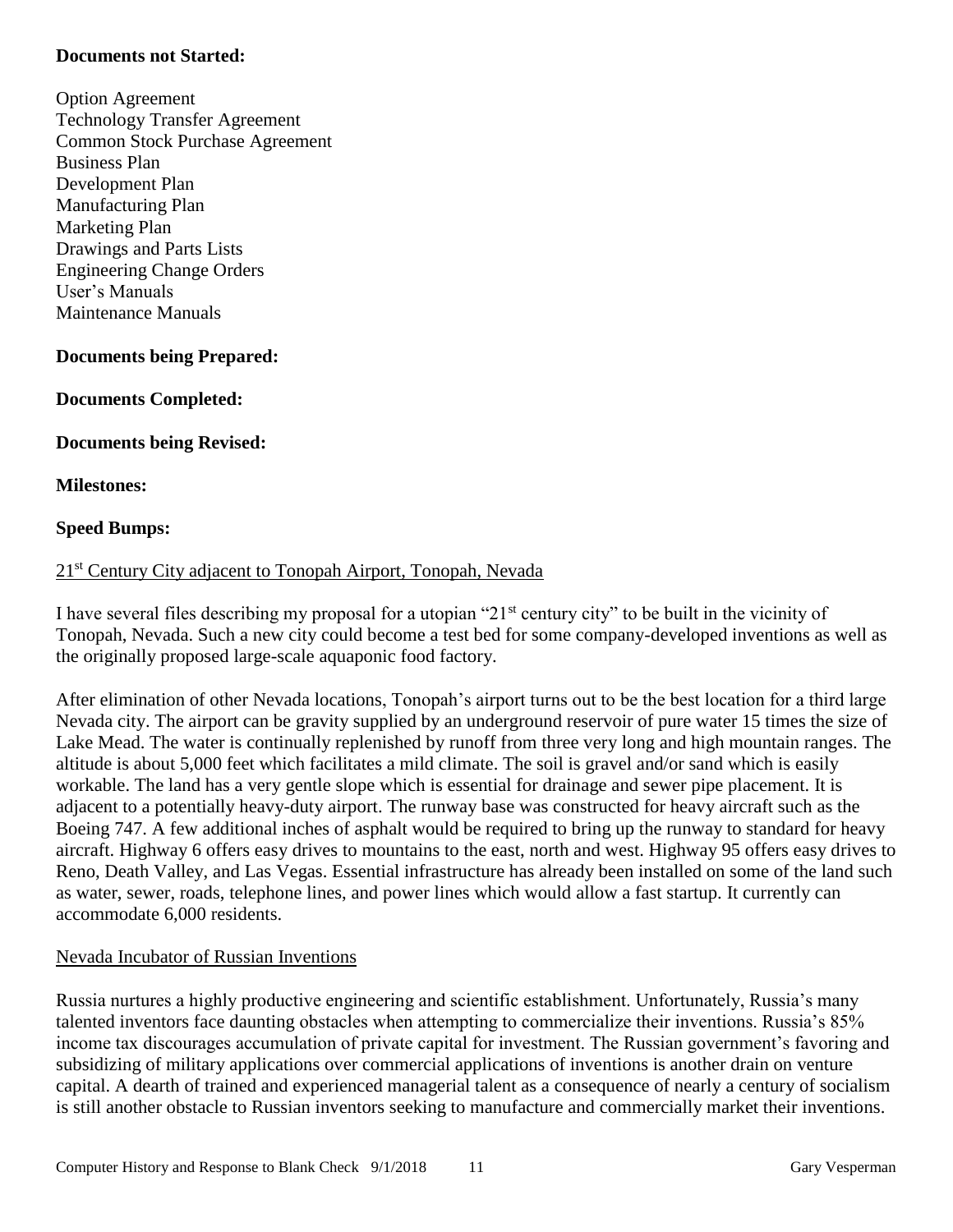**Documents not Started:**

Option Agreement
Technology Transfer Agreement
Common Stock Purchase Agreement
Business Plan
Development Plan
Manufacturing Plan
Marketing Plan
Drawings and Parts Lists
Engineering Change Orders
User's Manuals
Maintenance Manuals

**Documents being Prepared:**

**Documents Completed:**

**Documents being Revised:**

**Milestones:**

**Speed Bumps:**

<u>21st Century City adjacent to Tonopah Airport, Tonopah, Nevada</u>

I have several files describing my proposal for a utopian "21st century city" to be built in the vicinity of Tonopah, Nevada. Such a new city could become a test bed for some company-developed inventions as well as the originally proposed large-scale aquaponic food factory.

After elimination of other Nevada locations, Tonopah's airport turns out to be the best location for a third large Nevada city. The airport can be gravity supplied by an underground reservoir of pure water 15 times the size of Lake Mead. The water is continually replenished by runoff from three very long and high mountain ranges. The altitude is about 5,000 feet which facilitates a mild climate. The soil is gravel and/or sand which is easily workable. The land has a very gentle slope which is essential for drainage and sewer pipe placement. It is adjacent to a potentially heavy-duty airport. The runway base was constructed for heavy aircraft such as the Boeing 747. A few additional inches of asphalt would be required to bring up the runway to standard for heavy aircraft. Highway 6 offers easy drives to mountains to the east, north and west. Highway 95 offers easy drives to Reno, Death Valley, and Las Vegas. Essential infrastructure has already been installed on some of the land such as water, sewer, roads, telephone lines, and power lines which would allow a fast startup. It currently can accommodate 6,000 residents.

<u>Nevada Incubator of Russian Inventions</u>

Russia nurtures a highly productive engineering and scientific establishment. Unfortunately, Russia's many talented inventors face daunting obstacles when attempting to commercialize their inventions. Russia's 85% income tax discourages accumulation of private capital for investment. The Russian government's favoring and subsidizing of military applications over commercial applications of inventions is another drain on venture capital. A dearth of trained and experienced managerial talent as a consequence of nearly a century of socialism is still another obstacle to Russian inventors seeking to manufacture and commercially market their inventions.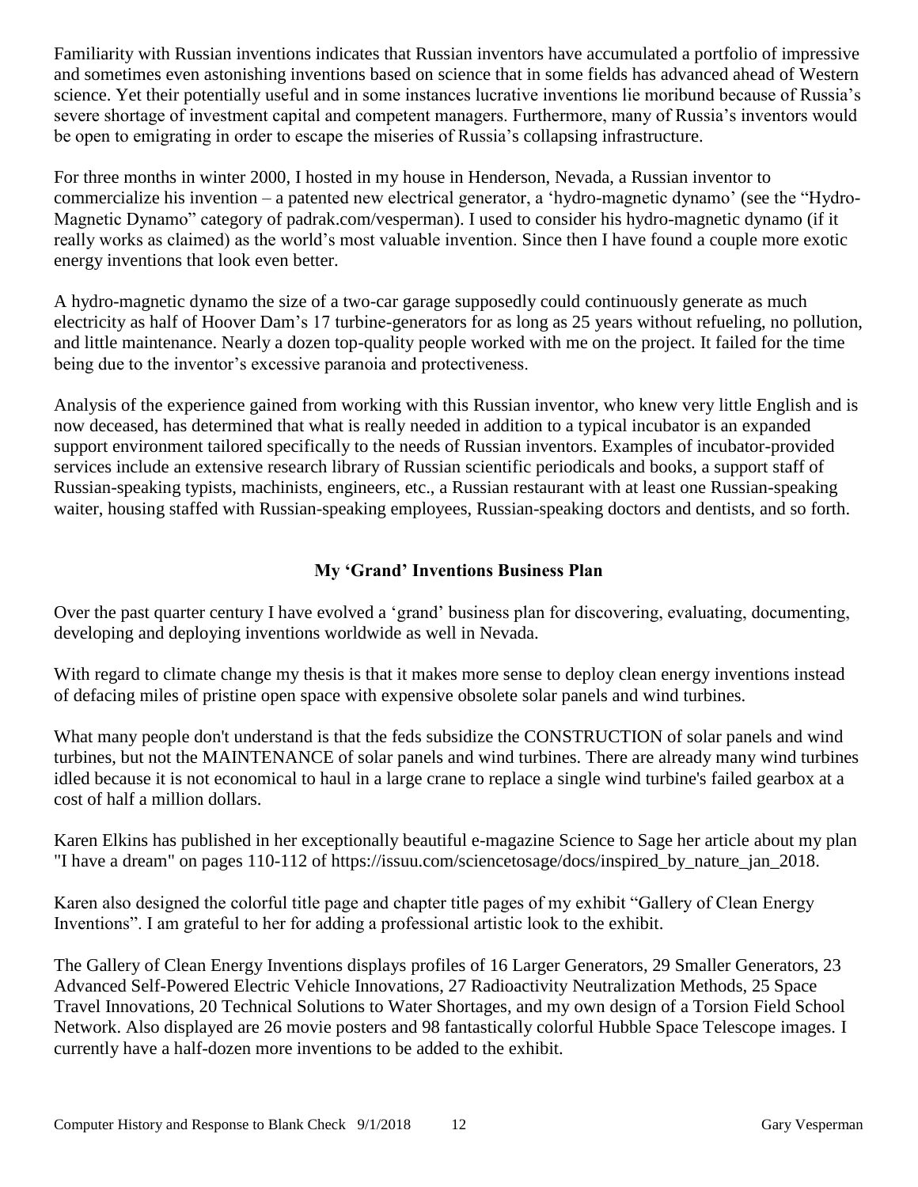Familiarity with Russian inventions indicates that Russian inventors have accumulated a portfolio of impressive and sometimes even astonishing inventions based on science that in some fields has advanced ahead of Western science. Yet their potentially useful and in some instances lucrative inventions lie moribund because of Russia's severe shortage of investment capital and competent managers. Furthermore, many of Russia's inventors would be open to emigrating in order to escape the miseries of Russia's collapsing infrastructure.

For three months in winter 2000, I hosted in my house in Henderson, Nevada, a Russian inventor to commercialize his invention – a patented new electrical generator, a 'hydro-magnetic dynamo' (see the "Hydro-Magnetic Dynamo" category of padrak.com/vesperman). I used to consider his hydro-magnetic dynamo (if it really works as claimed) as the world's most valuable invention. Since then I have found a couple more exotic energy inventions that look even better.

A hydro-magnetic dynamo the size of a two-car garage supposedly could continuously generate as much electricity as half of Hoover Dam's 17 turbine-generators for as long as 25 years without refueling, no pollution, and little maintenance. Nearly a dozen top-quality people worked with me on the project. It failed for the time being due to the inventor's excessive paranoia and protectiveness.

Analysis of the experience gained from working with this Russian inventor, who knew very little English and is now deceased, has determined that what is really needed in addition to a typical incubator is an expanded support environment tailored specifically to the needs of Russian inventors. Examples of incubator-provided services include an extensive research library of Russian scientific periodicals and books, a support staff of Russian-speaking typists, machinists, engineers, etc., a Russian restaurant with at least one Russian-speaking waiter, housing staffed with Russian-speaking employees, Russian-speaking doctors and dentists, and so forth.

## My 'Grand' Inventions Business Plan

Over the past quarter century I have evolved a 'grand' business plan for discovering, evaluating, documenting, developing and deploying inventions worldwide as well in Nevada.

With regard to climate change my thesis is that it makes more sense to deploy clean energy inventions instead of defacing miles of pristine open space with expensive obsolete solar panels and wind turbines.

What many people don't understand is that the feds subsidize the CONSTRUCTION of solar panels and wind turbines, but not the MAINTENANCE of solar panels and wind turbines. There are already many wind turbines idled because it is not economical to haul in a large crane to replace a single wind turbine's failed gearbox at a cost of half a million dollars.

Karen Elkins has published in her exceptionally beautiful e-magazine Science to Sage her article about my plan "I have a dream" on pages 110-112 of https://issuu.com/sciencetosage/docs/inspired_by_nature_jan_2018.

Karen also designed the colorful title page and chapter title pages of my exhibit "Gallery of Clean Energy Inventions". I am grateful to her for adding a professional artistic look to the exhibit.

The Gallery of Clean Energy Inventions displays profiles of 16 Larger Generators, 29 Smaller Generators, 23 Advanced Self-Powered Electric Vehicle Innovations, 27 Radioactivity Neutralization Methods, 25 Space Travel Innovations, 20 Technical Solutions to Water Shortages, and my own design of a Torsion Field School Network. Also displayed are 26 movie posters and 98 fantastically colorful Hubble Space Telescope images. I currently have a half-dozen more inventions to be added to the exhibit.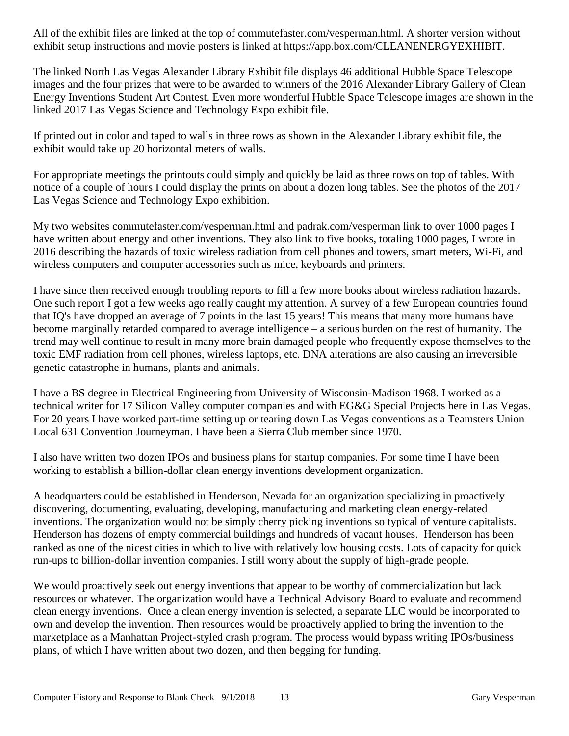All of the exhibit files are linked at the top of commutefaster.com/vesperman.html. A shorter version without exhibit setup instructions and movie posters is linked at https://app.box.com/CLEANENERGYEXHIBIT.

The linked North Las Vegas Alexander Library Exhibit file displays 46 additional Hubble Space Telescope images and the four prizes that were to be awarded to winners of the 2016 Alexander Library Gallery of Clean Energy Inventions Student Art Contest. Even more wonderful Hubble Space Telescope images are shown in the linked 2017 Las Vegas Science and Technology Expo exhibit file.

If printed out in color and taped to walls in three rows as shown in the Alexander Library exhibit file, the exhibit would take up 20 horizontal meters of walls.

For appropriate meetings the printouts could simply and quickly be laid as three rows on top of tables. With notice of a couple of hours I could display the prints on about a dozen long tables. See the photos of the 2017 Las Vegas Science and Technology Expo exhibition.

My two websites commutefaster.com/vesperman.html and padrak.com/vesperman link to over 1000 pages I have written about energy and other inventions. They also link to five books, totaling 1000 pages, I wrote in 2016 describing the hazards of toxic wireless radiation from cell phones and towers, smart meters, Wi-Fi, and wireless computers and computer accessories such as mice, keyboards and printers.

I have since then received enough troubling reports to fill a few more books about wireless radiation hazards. One such report I got a few weeks ago really caught my attention. A survey of a few European countries found that IQ's have dropped an average of 7 points in the last 15 years! This means that many more humans have become marginally retarded compared to average intelligence – a serious burden on the rest of humanity. The trend may well continue to result in many more brain damaged people who frequently expose themselves to the toxic EMF radiation from cell phones, wireless laptops, etc. DNA alterations are also causing an irreversible genetic catastrophe in humans, plants and animals.

I have a BS degree in Electrical Engineering from University of Wisconsin-Madison 1968. I worked as a technical writer for 17 Silicon Valley computer companies and with EG&G Special Projects here in Las Vegas. For 20 years I have worked part-time setting up or tearing down Las Vegas conventions as a Teamsters Union Local 631 Convention Journeyman. I have been a Sierra Club member since 1970.

I also have written two dozen IPOs and business plans for startup companies. For some time I have been working to establish a billion-dollar clean energy inventions development organization.

A headquarters could be established in Henderson, Nevada for an organization specializing in proactively discovering, documenting, evaluating, developing, manufacturing and marketing clean energy-related inventions. The organization would not be simply cherry picking inventions so typical of venture capitalists. Henderson has dozens of empty commercial buildings and hundreds of vacant houses. Henderson has been ranked as one of the nicest cities in which to live with relatively low housing costs. Lots of capacity for quick run-ups to billion-dollar invention companies. I still worry about the supply of high-grade people.

We would proactively seek out energy inventions that appear to be worthy of commercialization but lack resources or whatever. The organization would have a Technical Advisory Board to evaluate and recommend clean energy inventions. Once a clean energy invention is selected, a separate LLC would be incorporated to own and develop the invention. Then resources would be proactively applied to bring the invention to the marketplace as a Manhattan Project-styled crash program. The process would bypass writing IPOs/business plans, of which I have written about two dozen, and then begging for funding.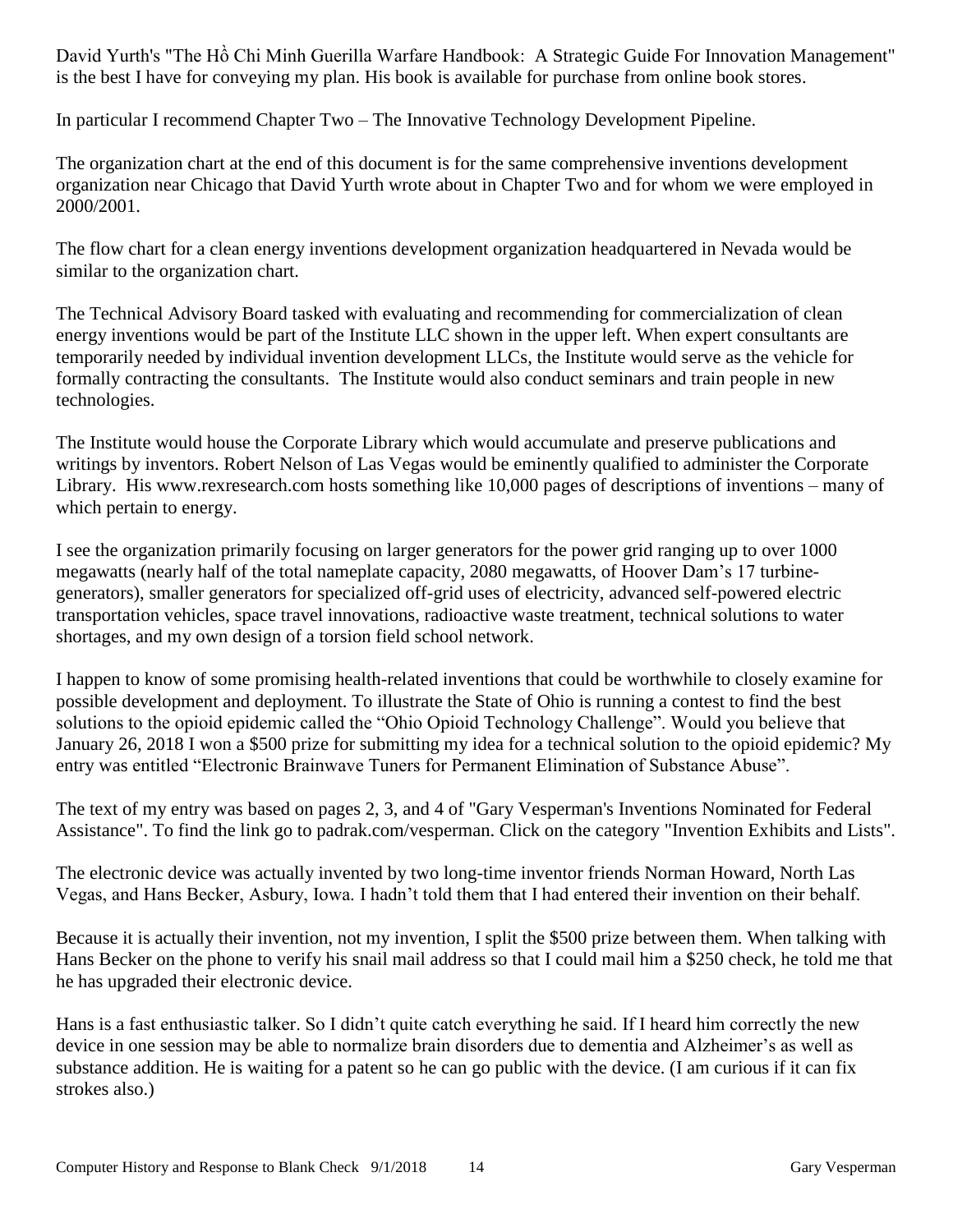David Yurth's "The Hồ Chi Minh Guerilla Warfare Handbook: A Strategic Guide For Innovation Management" is the best I have for conveying my plan. His book is available for purchase from online book stores.

In particular I recommend Chapter Two – The Innovative Technology Development Pipeline.

The organization chart at the end of this document is for the same comprehensive inventions development organization near Chicago that David Yurth wrote about in Chapter Two and for whom we were employed in 2000/2001.

The flow chart for a clean energy inventions development organization headquartered in Nevada would be similar to the organization chart.

The Technical Advisory Board tasked with evaluating and recommending for commercialization of clean energy inventions would be part of the Institute LLC shown in the upper left. When expert consultants are temporarily needed by individual invention development LLCs, the Institute would serve as the vehicle for formally contracting the consultants. The Institute would also conduct seminars and train people in new technologies.

The Institute would house the Corporate Library which would accumulate and preserve publications and writings by inventors. Robert Nelson of Las Vegas would be eminently qualified to administer the Corporate Library. His www.rexresearch.com hosts something like 10,000 pages of descriptions of inventions – many of which pertain to energy.

I see the organization primarily focusing on larger generators for the power grid ranging up to over 1000 megawatts (nearly half of the total nameplate capacity, 2080 megawatts, of Hoover Dam's 17 turbine-generators), smaller generators for specialized off-grid uses of electricity, advanced self-powered electric transportation vehicles, space travel innovations, radioactive waste treatment, technical solutions to water shortages, and my own design of a torsion field school network.

I happen to know of some promising health-related inventions that could be worthwhile to closely examine for possible development and deployment. To illustrate the State of Ohio is running a contest to find the best solutions to the opioid epidemic called the "Ohio Opioid Technology Challenge". Would you believe that January 26, 2018 I won a $500 prize for submitting my idea for a technical solution to the opioid epidemic? My entry was entitled "Electronic Brainwave Tuners for Permanent Elimination of Substance Abuse".

The text of my entry was based on pages 2, 3, and 4 of "Gary Vesperman's Inventions Nominated for Federal Assistance". To find the link go to padrak.com/vesperman. Click on the category "Invention Exhibits and Lists".

The electronic device was actually invented by two long-time inventor friends Norman Howard, North Las Vegas, and Hans Becker, Asbury, Iowa. I hadn't told them that I had entered their invention on their behalf.

Because it is actually their invention, not my invention, I split the $500 prize between them. When talking with Hans Becker on the phone to verify his snail mail address so that I could mail him a $250 check, he told me that he has upgraded their electronic device.

Hans is a fast enthusiastic talker. So I didn't quite catch everything he said. If I heard him correctly the new device in one session may be able to normalize brain disorders due to dementia and Alzheimer's as well as substance addition. He is waiting for a patent so he can go public with the device. (I am curious if it can fix strokes also.)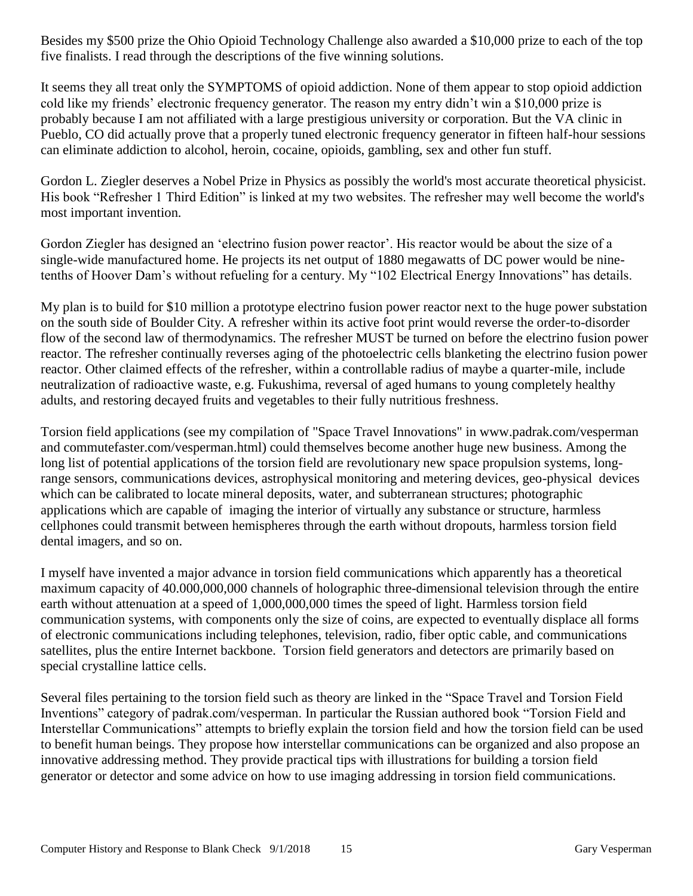Besides my $500 prize the Ohio Opioid Technology Challenge also awarded a $10,000 prize to each of the top five finalists. I read through the descriptions of the five winning solutions.

It seems they all treat only the SYMPTOMS of opioid addiction. None of them appear to stop opioid addiction cold like my friends' electronic frequency generator. The reason my entry didn't win a $10,000 prize is probably because I am not affiliated with a large prestigious university or corporation. But the VA clinic in Pueblo, CO did actually prove that a properly tuned electronic frequency generator in fifteen half-hour sessions can eliminate addiction to alcohol, heroin, cocaine, opioids, gambling, sex and other fun stuff.

Gordon L. Ziegler deserves a Nobel Prize in Physics as possibly the world's most accurate theoretical physicist. His book "Refresher 1 Third Edition" is linked at my two websites. The refresher may well become the world's most important invention.

Gordon Ziegler has designed an 'electrino fusion power reactor'. His reactor would be about the size of a single-wide manufactured home. He projects its net output of 1880 megawatts of DC power would be nine-tenths of Hoover Dam's without refueling for a century. My "102 Electrical Energy Innovations" has details.

My plan is to build for $10 million a prototype electrino fusion power reactor next to the huge power substation on the south side of Boulder City. A refresher within its active foot print would reverse the order-to-disorder flow of the second law of thermodynamics. The refresher MUST be turned on before the electrino fusion power reactor. The refresher continually reverses aging of the photoelectric cells blanketing the electrino fusion power reactor. Other claimed effects of the refresher, within a controllable radius of maybe a quarter-mile, include neutralization of radioactive waste, e.g. Fukushima, reversal of aged humans to young completely healthy adults, and restoring decayed fruits and vegetables to their fully nutritious freshness.

Torsion field applications (see my compilation of "Space Travel Innovations" in www.padrak.com/vesperman and commutefaster.com/vesperman.html) could themselves become another huge new business. Among the long list of potential applications of the torsion field are revolutionary new space propulsion systems, long-range sensors, communications devices, astrophysical monitoring and metering devices, geo-physical devices which can be calibrated to locate mineral deposits, water, and subterranean structures; photographic applications which are capable of imaging the interior of virtually any substance or structure, harmless cellphones could transmit between hemispheres through the earth without dropouts, harmless torsion field dental imagers, and so on.

I myself have invented a major advance in torsion field communications which apparently has a theoretical maximum capacity of 40.000,000,000 channels of holographic three-dimensional television through the entire earth without attenuation at a speed of 1,000,000,000 times the speed of light. Harmless torsion field communication systems, with components only the size of coins, are expected to eventually displace all forms of electronic communications including telephones, television, radio, fiber optic cable, and communications satellites, plus the entire Internet backbone. Torsion field generators and detectors are primarily based on special crystalline lattice cells.

Several files pertaining to the torsion field such as theory are linked in the "Space Travel and Torsion Field Inventions" category of padrak.com/vesperman. In particular the Russian authored book "Torsion Field and Interstellar Communications" attempts to briefly explain the torsion field and how the torsion field can be used to benefit human beings. They propose how interstellar communications can be organized and also propose an innovative addressing method. They provide practical tips with illustrations for building a torsion field generator or detector and some advice on how to use imaging addressing in torsion field communications.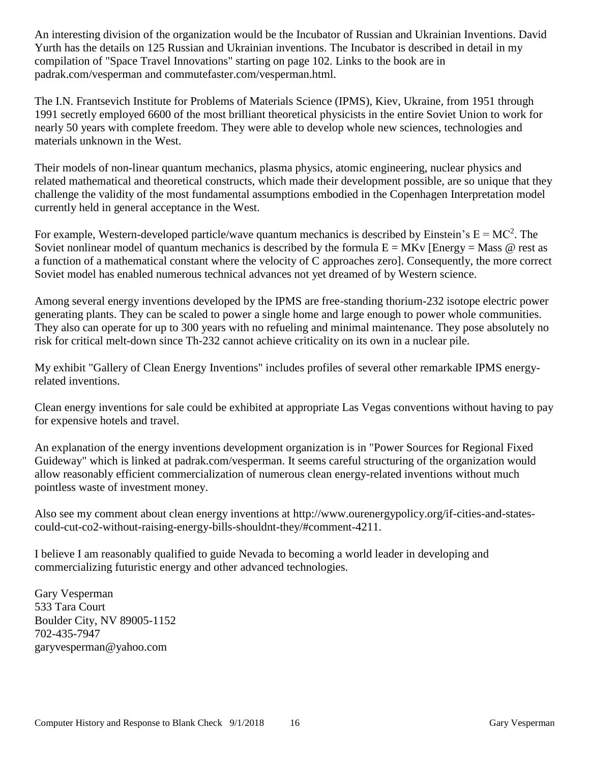An interesting division of the organization would be the Incubator of Russian and Ukrainian Inventions. David Yurth has the details on 125 Russian and Ukrainian inventions. The Incubator is described in detail in my compilation of "Space Travel Innovations" starting on page 102. Links to the book are in padrak.com/vesperman and commutefaster.com/vesperman.html.

The I.N. Frantsevich Institute for Problems of Materials Science (IPMS), Kiev, Ukraine, from 1951 through 1991 secretly employed 6600 of the most brilliant theoretical physicists in the entire Soviet Union to work for nearly 50 years with complete freedom. They were able to develop whole new sciences, technologies and materials unknown in the West.

Their models of non-linear quantum mechanics, plasma physics, atomic engineering, nuclear physics and related mathematical and theoretical constructs, which made their development possible, are so unique that they challenge the validity of the most fundamental assumptions embodied in the Copenhagen Interpretation model currently held in general acceptance in the West.

For example, Western-developed particle/wave quantum mechanics is described by Einstein's $E = MC^2$. The Soviet nonlinear model of quantum mechanics is described by the formula $E = MKv$ [Energy = Mass @ rest as a function of a mathematical constant where the velocity of C approaches zero]. Consequently, the more correct Soviet model has enabled numerous technical advances not yet dreamed of by Western science.

Among several energy inventions developed by the IPMS are free-standing thorium-232 isotope electric power generating plants. They can be scaled to power a single home and large enough to power whole communities. They also can operate for up to 300 years with no refueling and minimal maintenance. They pose absolutely no risk for critical melt-down since Th-232 cannot achieve criticality on its own in a nuclear pile.

My exhibit "Gallery of Clean Energy Inventions" includes profiles of several other remarkable IPMS energy-related inventions.

Clean energy inventions for sale could be exhibited at appropriate Las Vegas conventions without having to pay for expensive hotels and travel.

An explanation of the energy inventions development organization is in "Power Sources for Regional Fixed Guideway" which is linked at padrak.com/vesperman. It seems careful structuring of the organization would allow reasonably efficient commercialization of numerous clean energy-related inventions without much pointless waste of investment money.

Also see my comment about clean energy inventions at http://www.ourenergypolicy.org/if-cities-and-states-could-cut-co2-without-raising-energy-bills-shouldnt-they/#comment-4211.

I believe I am reasonably qualified to guide Nevada to becoming a world leader in developing and commercializing futuristic energy and other advanced technologies.

Gary Vesperman  
533 Tara Court  
Boulder City, NV 89005-1152  
702-435-7947  
garyvesperman@yahoo.com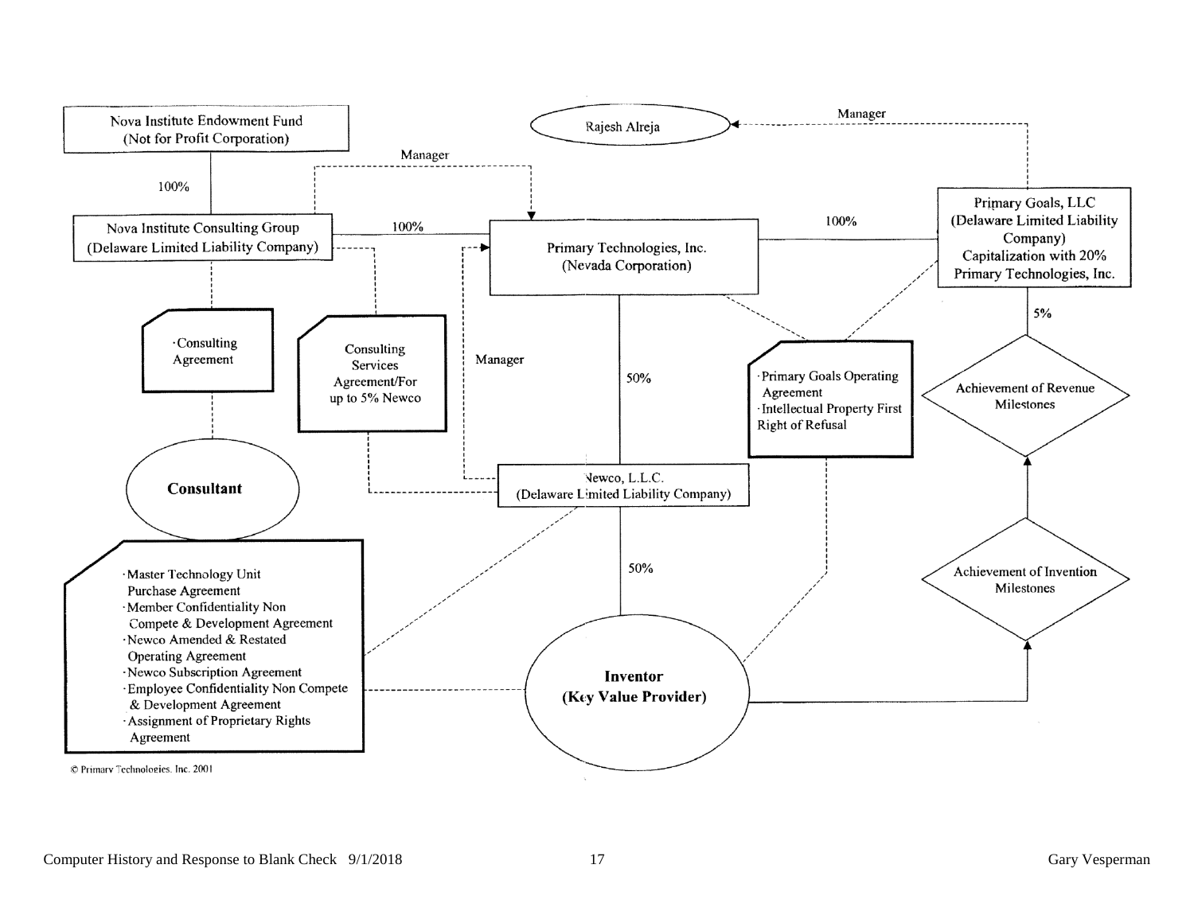Nova Institute Endowment Fund
(Not for Profit Corporation)

100%

Nova Institute Consulting Group
(Delaware Limited Liability Company)

Manager

100%

Rajesh Alreja

Manager

Primary Technologies, Inc.
(Nevada Corporation)

100%

Primary Goals, LLC
(Delaware Limited Liability Company)
Capitalization with 20%
Primary Technologies, Inc.

5%

·Consulting
Agreement

Consulting
Services
Agreement/For
up to 5% Newco

Manager

50%

·Primary Goals Operating
Agreement
·Intellectual Property First
Right of Refusal

Achievement of Revenue
Milestones

Consultant

Newco, L.L.C.
(Delaware Limited Liability Company)

50%

Achievement of Invention
Milestones

·Master Technology Unit
Purchase Agreement
·Member Confidentiality Non
Compete & Development Agreement
·Newco Amended & Restated
Operating Agreement
·Newco Subscription Agreement
·Employee Confidentiality Non Compete
& Development Agreement
·Assignment of Proprietary Rights
Agreement

Inventor
(Key Value Provider)

© Primary Technologies, Inc. 2001